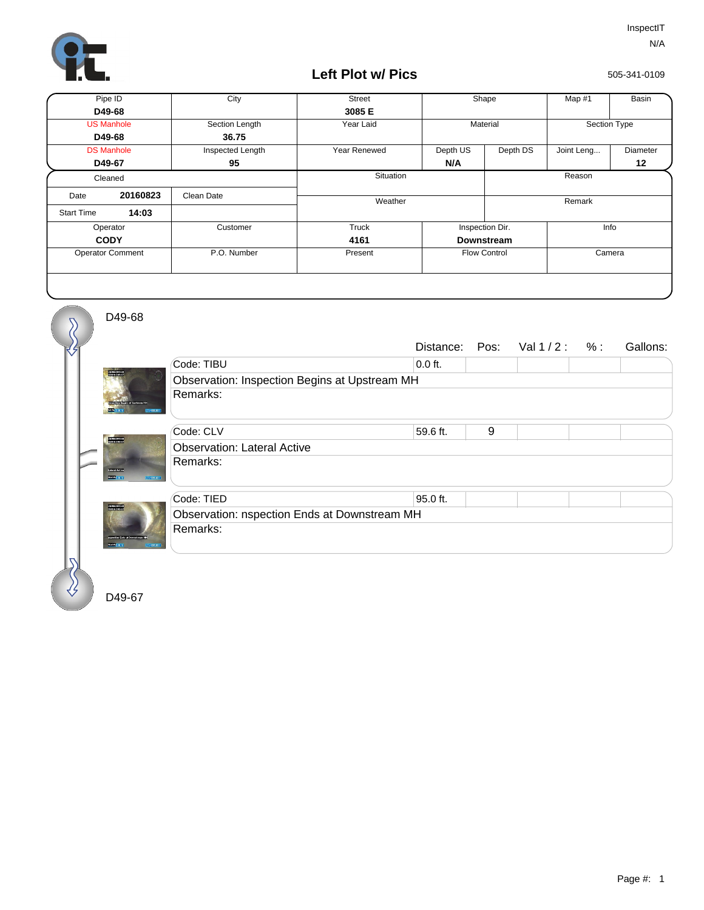InspectIT
N/A

# Left Plot w/ Pics

505-341-0109

| Pipe ID | City | Street | Shape | | Map #1 | Basin |
|---|---|---|---|---|---|---|
| **D49-68** | | **3085 E** | | | | |
| US Manhole | Section Length | Year Laid | Material | | Section Type | |
| **D49-68** | **36.75** | | | | | |
| DS Manhole | Inspected Length | Year Renewed | Depth US | Depth DS | Joint Leng... | Diameter |
| **D49-67** | **95** | | **N/A** | | | **12** |

| Cleaned | | Situation | Reason |
|---|---|---|---|
| Date **20160823** | Clean Date | Weather | Remark |
| Start Time **14:03** | | | |

| Operator | Customer | Truck | Inspection Dir. | Info |
|---|---|---|---|---|
| **CODY** | | **4161** | **Downstream** | |
| Operator Comment | P.O. Number | Present | Flow Control | Camera |

D49-68

| Code | Distance: | Pos: | Val 1 / 2 : | % : | Gallons: |
|---|---|---|---|---|---|
| Code: TIBU | 0.0 ft. | | | | |
| Observation: Inspection Begins at Upstream MH | | | | | |
| Remarks: | | | | | |
| Code: CLV | 59.6 ft. | 9 | | | |
| Observation: Lateral Active | | | | | |
| Remarks: | | | | | |
| Code: TIED | 95.0 ft. | | | | |
| Observation: nspection Ends at Downstream MH | | | | | |
| Remarks: | | | | | |

D49-67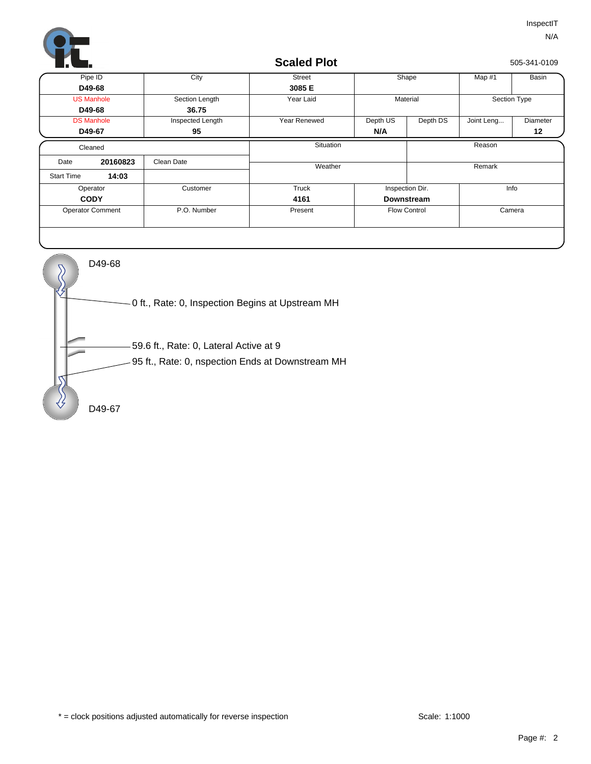InspectIT

N/A

# Scaled Plot

505-341-0109

| Pipe ID | City | Street | Shape | | Map #1 | Basin |
|---|---|---|---|---|---|---|
| **D49-68** | | **3085 E** | | | | |
| US Manhole | Section Length | Year Laid | Material | | Section Type | |
| **D49-68** | **36.75** | | | | | |
| DS Manhole | Inspected Length | Year Renewed | Depth US | Depth DS | Joint Leng... | Diameter |
| **D49-67** | **95** | | **N/A** | | | **12** |

| Cleaned | | Situation | Reason |
|---|---|---|---|
| Date **20160823** | Clean Date | Weather | Remark |
| Start Time **14:03** | | | |
| Operator | Customer | Truck | Inspection Dir. | Info |
| **CODY** | | **4161** | **Downstream** | |
| Operator Comment | P.O. Number | Present | Flow Control | Camera |

D49-68

0 ft., Rate: 0, Inspection Begins at Upstream MH

59.6 ft., Rate: 0, Lateral Active at 9

95 ft., Rate: 0, nspection Ends at Downstream MH

D49-67

* = clock positions adjusted automatically for reverse inspection

Scale: 1:1000